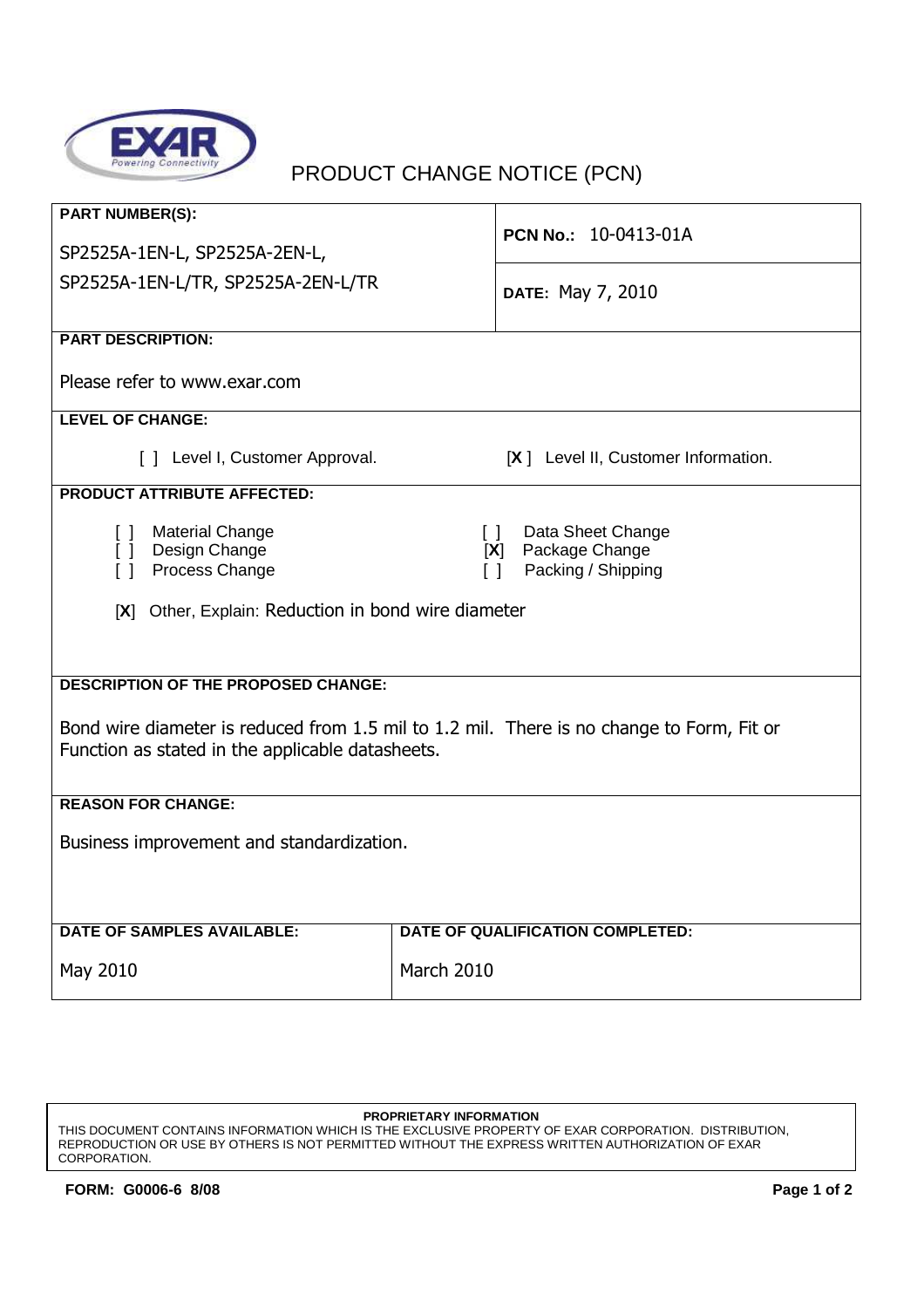# PRODUCT CHANGE NOTICE (PCN)

**PART NUMBER(S):**

SP2525A-1EN-L, SP2525A-2EN-L,
SP2525A-1EN-L/TR, SP2525A-2EN-L/TR

**PCN No.:** 10-0413-01A

**DATE:** May 7, 2010

**PART DESCRIPTION:**

Please refer to www.exar.com

**LEVEL OF CHANGE:**

[ ] Level I, Customer Approval.    [X ] Level II, Customer Information.

**PRODUCT ATTRIBUTE AFFECTED:**

[ ] Material Change
[ ] Design Change
[ ] Process Change
[ ] Data Sheet Change
[X] Package Change
[ ] Packing / Shipping

[X] Other, Explain: Reduction in bond wire diameter

**DESCRIPTION OF THE PROPOSED CHANGE:**

Bond wire diameter is reduced from 1.5 mil to 1.2 mil. There is no change to Form, Fit or Function as stated in the applicable datasheets.

**REASON FOR CHANGE:**

Business improvement and standardization.

| DATE OF SAMPLES AVAILABLE: | DATE OF QUALIFICATION COMPLETED: |
|---|---|
| May 2010 | March 2010 |

**PROPRIETARY INFORMATION**
THIS DOCUMENT CONTAINS INFORMATION WHICH IS THE EXCLUSIVE PROPERTY OF EXAR CORPORATION. DISTRIBUTION, REPRODUCTION OR USE BY OTHERS IS NOT PERMITTED WITHOUT THE EXPRESS WRITTEN AUTHORIZATION OF EXAR CORPORATION.

**FORM: G0006-6 8/08**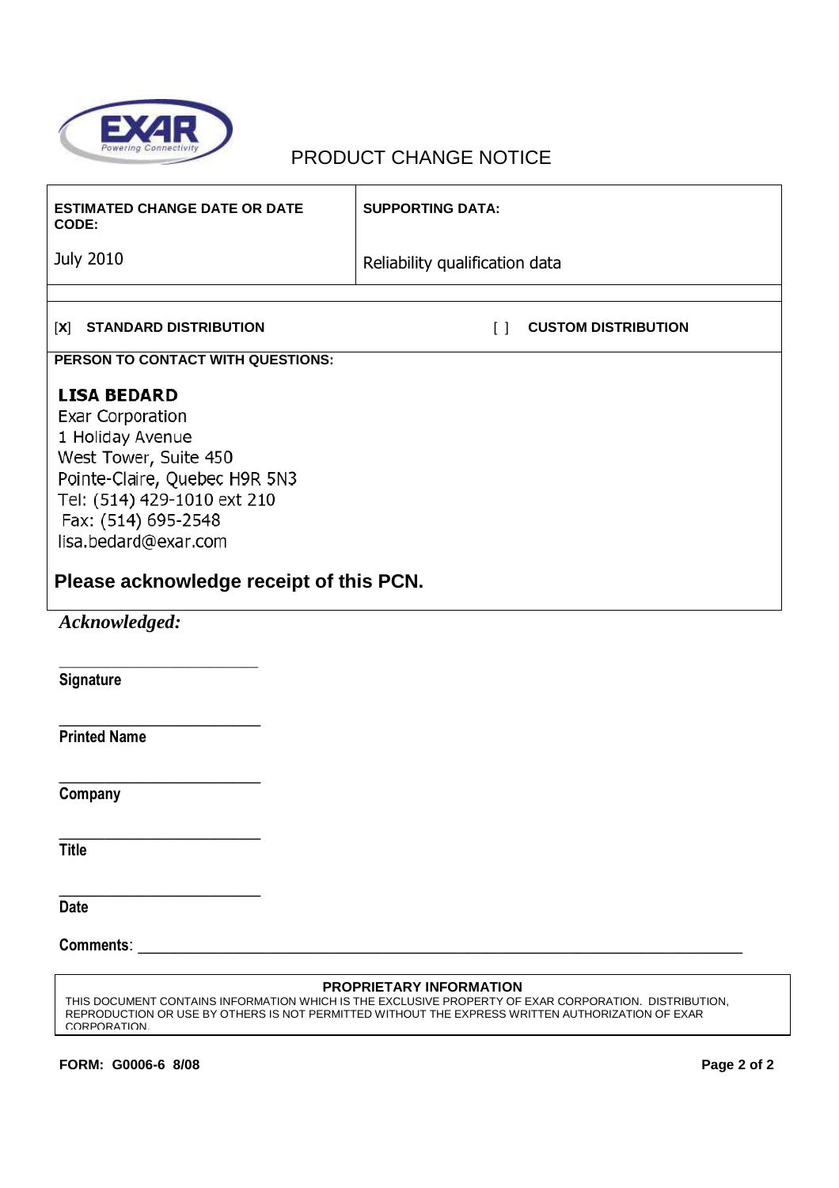# PRODUCT CHANGE NOTICE

| | |
|---|---|
| **ESTIMATED CHANGE DATE OR DATE CODE:**<br>July 2010 | **SUPPORTING DATA:**<br>Reliability qualification data |

[X] **STANDARD DISTRIBUTION** [ ] **CUSTOM DISTRIBUTION**

**PERSON TO CONTACT WITH QUESTIONS:**

**LISA BEDARD**
Exar Corporation
1 Holiday Avenue
West Tower, Suite 450
Pointe-Claire, Quebec H9R 5N3
Tel: (514) 429-1010 ext 210
Fax: (514) 695-2548
lisa.bedard@exar.com

**Please acknowledge receipt of this PCN.**

***Acknowledged:***

___________________________
**Signature**

___________________________
**Printed Name**

___________________________
**Company**

___________________________
**Title**

___________________________
**Date**

**Comments**: ___________________________________________________________________________

**PROPRIETARY INFORMATION**
THIS DOCUMENT CONTAINS INFORMATION WHICH IS THE EXCLUSIVE PROPERTY OF EXAR CORPORATION. DISTRIBUTION, REPRODUCTION OR USE BY OTHERS IS NOT PERMITTED WITHOUT THE EXPRESS WRITTEN AUTHORIZATION OF EXAR CORPORATION.

**FORM: G0006-6 8/08**